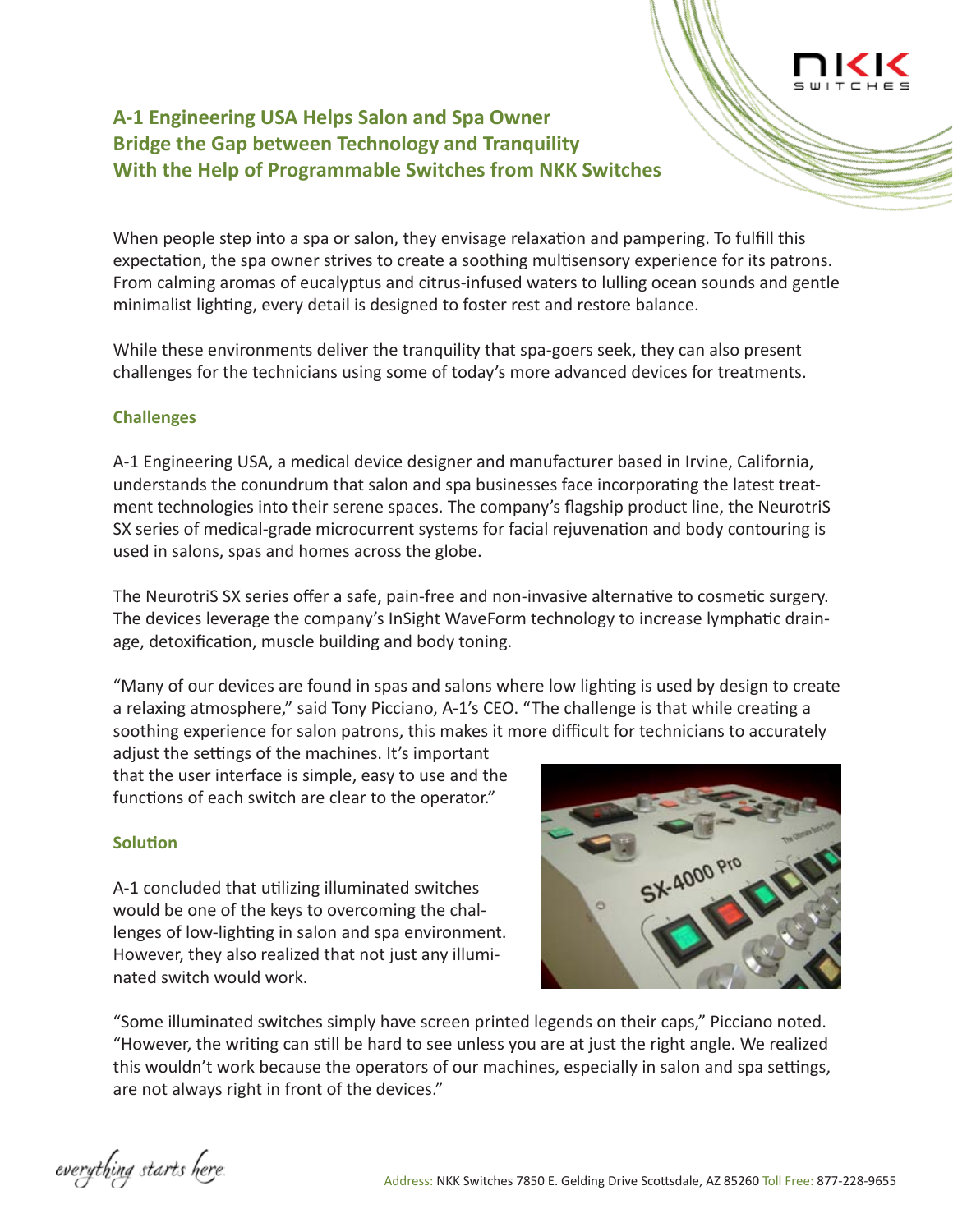# A-1 Engineering USA Helps Salon and Spa Owner Bridge the Gap between Technology and Tranquility With the Help of Programmable Switches from NKK Switches

When people step into a spa or salon, they envisage relaxation and pampering. To fulfill this expectation, the spa owner strives to create a soothing multisensory experience for its patrons. From calming aromas of eucalyptus and citrus-infused waters to lulling ocean sounds and gentle minimalist lighting, every detail is designed to foster rest and restore balance.

While these environments deliver the tranquility that spa-goers seek, they can also present challenges for the technicians using some of today's more advanced devices for treatments.

## Challenges

A-1 Engineering USA, a medical device designer and manufacturer based in Irvine, California, understands the conundrum that salon and spa businesses face incorporating the latest treatment technologies into their serene spaces. The company's flagship product line, the NeurotriS SX series of medical-grade microcurrent systems for facial rejuvenation and body contouring is used in salons, spas and homes across the globe.

The NeurotriS SX series offer a safe, pain-free and non-invasive alternative to cosmetic surgery. The devices leverage the company's InSight WaveForm technology to increase lymphatic drainage, detoxification, muscle building and body toning.

"Many of our devices are found in spas and salons where low lighting is used by design to create a relaxing atmosphere," said Tony Picciano, A-1's CEO. "The challenge is that while creating a soothing experience for salon patrons, this makes it more difficult for technicians to accurately adjust the settings of the machines. It's important that the user interface is simple, easy to use and the functions of each switch are clear to the operator."

## Solution

A-1 concluded that utilizing illuminated switches would be one of the keys to overcoming the challenges of low-lighting in salon and spa environment. However, they also realized that not just any illuminated switch would work.

"Some illuminated switches simply have screen printed legends on their caps," Picciano noted. "However, the writing can still be hard to see unless you are at just the right angle. We realized this wouldn't work because the operators of our machines, especially in salon and spa settings, are not always right in front of the devices."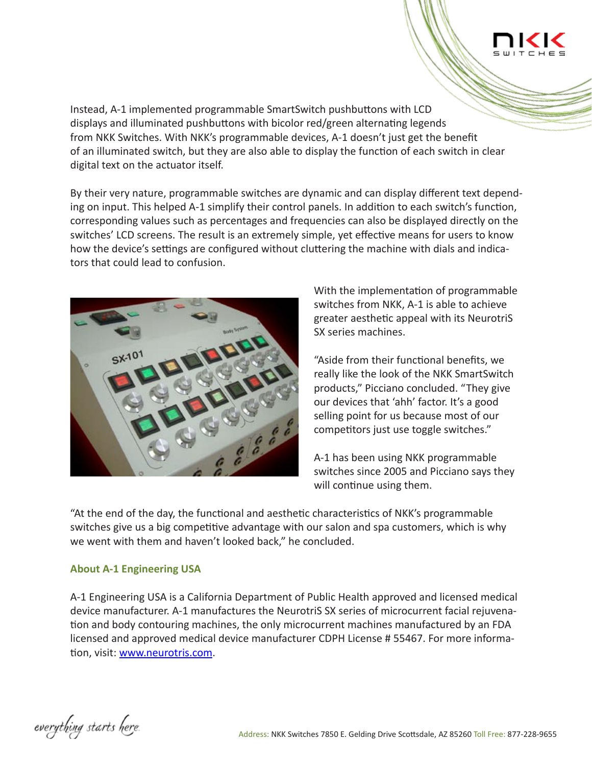Instead, A-1 implemented programmable SmartSwitch pushbuttons with LCD displays and illuminated pushbuttons with bicolor red/green alternating legends from NKK Switches. With NKK's programmable devices, A-1 doesn't just get the benefit of an illuminated switch, but they are also able to display the function of each switch in clear digital text on the actuator itself.

By their very nature, programmable switches are dynamic and can display different text depending on input. This helped A-1 simplify their control panels. In addition to each switch's function, corresponding values such as percentages and frequencies can also be displayed directly on the switches' LCD screens. The result is an extremely simple, yet effective means for users to know how the device's settings are configured without cluttering the machine with dials and indicators that could lead to confusion.

With the implementation of programmable switches from NKK, A-1 is able to achieve greater aesthetic appeal with its NeurotriS SX series machines.

"Aside from their functional benefits, we really like the look of the NKK SmartSwitch products," Picciano concluded. "They give our devices that 'ahh' factor. It's a good selling point for us because most of our competitors just use toggle switches."

A-1 has been using NKK programmable switches since 2005 and Picciano says they will continue using them.

"At the end of the day, the functional and aesthetic characteristics of NKK's programmable switches give us a big competitive advantage with our salon and spa customers, which is why we went with them and haven't looked back," he concluded.

## About A-1 Engineering USA

A-1 Engineering USA is a California Department of Public Health approved and licensed medical device manufacturer. A-1 manufactures the NeurotriS SX series of microcurrent facial rejuvenation and body contouring machines, the only microcurrent machines manufactured by an FDA licensed and approved medical device manufacturer CDPH License # 55467. For more information, visit: [www.neurotris.com](http://www.neurotris.com).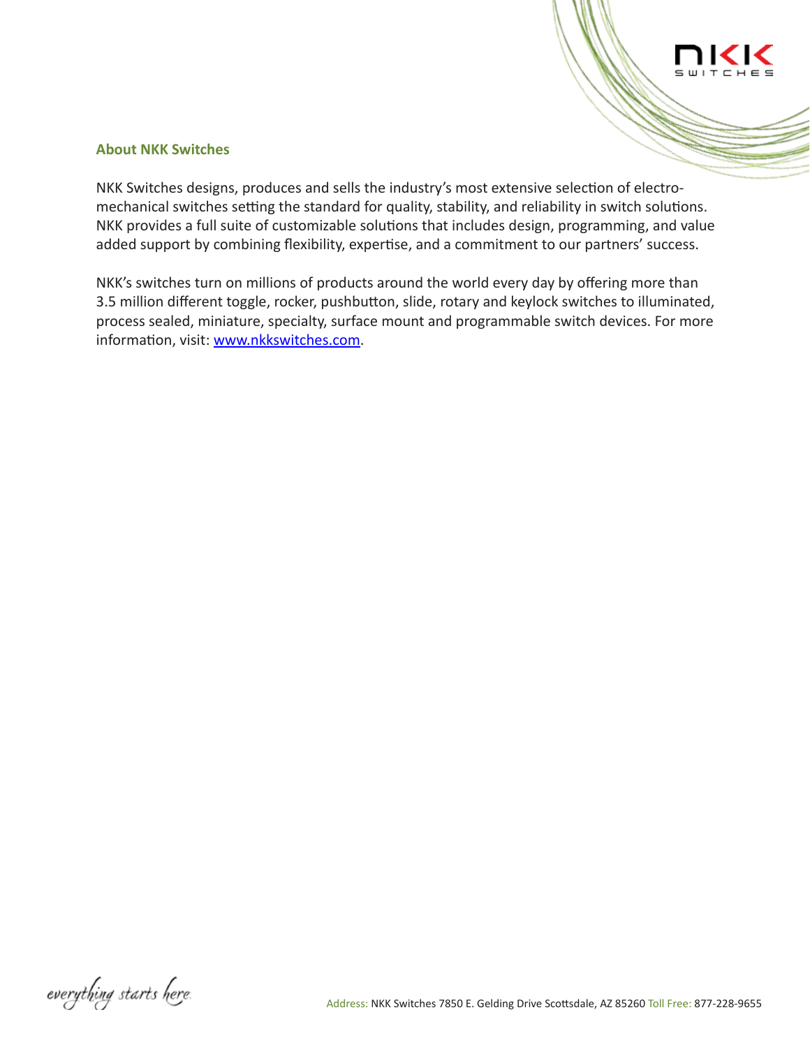## About NKK Switches

NKK Switches designs, produces and sells the industry's most extensive selection of electro-mechanical switches setting the standard for quality, stability, and reliability in switch solutions. NKK provides a full suite of customizable solutions that includes design, programming, and value added support by combining flexibility, expertise, and a commitment to our partners' success.

NKK's switches turn on millions of products around the world every day by offering more than 3.5 million different toggle, rocker, pushbutton, slide, rotary and keylock switches to illuminated, process sealed, miniature, specialty, surface mount and programmable switch devices. For more information, visit: [www.nkkswitches.com](http://www.nkkswitches.com).